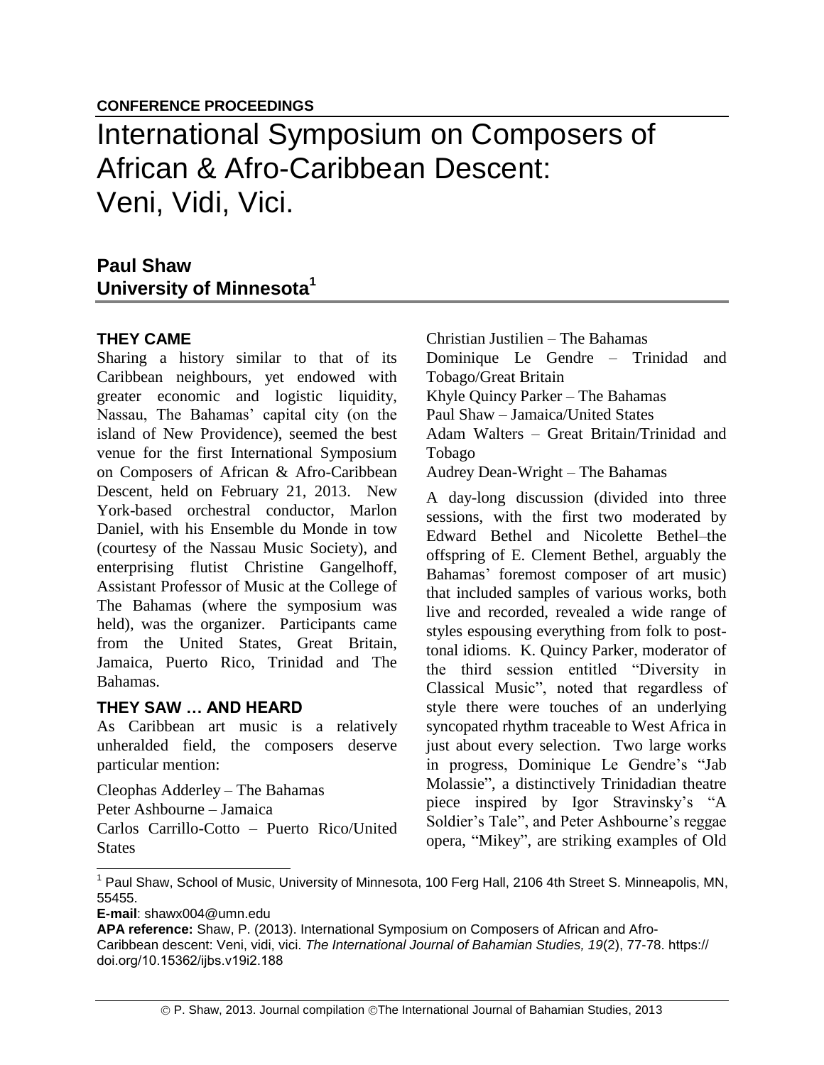**CONFERENCE PROCEEDINGS**

# International Symposium on Composers of African & Afro-Caribbean Descent: Veni, Vidi, Vici.

**Paul Shaw**
**University of Minnesota[1]**

## THEY CAME

Sharing a history similar to that of its Caribbean neighbours, yet endowed with greater economic and logistic liquidity, Nassau, The Bahamas' capital city (on the island of New Providence), seemed the best venue for the first International Symposium on Composers of African & Afro-Caribbean Descent, held on February 21, 2013. New York-based orchestral conductor, Marlon Daniel, with his Ensemble du Monde in tow (courtesy of the Nassau Music Society), and enterprising flutist Christine Gangelhoff, Assistant Professor of Music at the College of The Bahamas (where the symposium was held), was the organizer. Participants came from the United States, Great Britain, Jamaica, Puerto Rico, Trinidad and The Bahamas.

## THEY SAW … AND HEARD

As Caribbean art music is a relatively unheralded field, the composers deserve particular mention:

Cleophas Adderley – The Bahamas
Peter Ashbourne – Jamaica
Carlos Carrillo-Cotto – Puerto Rico/United States
Christian Justilien – The Bahamas
Dominique Le Gendre – Trinidad and Tobago/Great Britain
Khyle Quincy Parker – The Bahamas
Paul Shaw – Jamaica/United States
Adam Walters – Great Britain/Trinidad and Tobago
Audrey Dean-Wright – The Bahamas

A day-long discussion (divided into three sessions, with the first two moderated by Edward Bethel and Nicolette Bethel–the offspring of E. Clement Bethel, arguably the Bahamas' foremost composer of art music) that included samples of various works, both live and recorded, revealed a wide range of styles espousing everything from folk to post-tonal idioms. K. Quincy Parker, moderator of the third session entitled "Diversity in Classical Music", noted that regardless of style there were touches of an underlying syncopated rhythm traceable to West Africa in just about every selection. Two large works in progress, Dominique Le Gendre's "Jab Molassie", a distinctively Trinidadian theatre piece inspired by Igor Stravinsky's "A Soldier's Tale", and Peter Ashbourne's reggae opera, "Mikey", are striking examples of Old

---

[1] Paul Shaw, School of Music, University of Minnesota, 100 Ferg Hall, 2106 4th Street S. Minneapolis, MN, 55455.
**E-mail**: shawx004@umn.edu
**APA reference:** Shaw, P. (2013). International Symposium on Composers of African and Afro-Caribbean descent: Veni, vidi, vici. *The International Journal of Bahamian Studies, 19*(2), 77-78. https://doi.org/10.15362/ijbs.v19i2.188

© P. Shaw, 2013. Journal compilation ©The International Journal of Bahamian Studies, 2013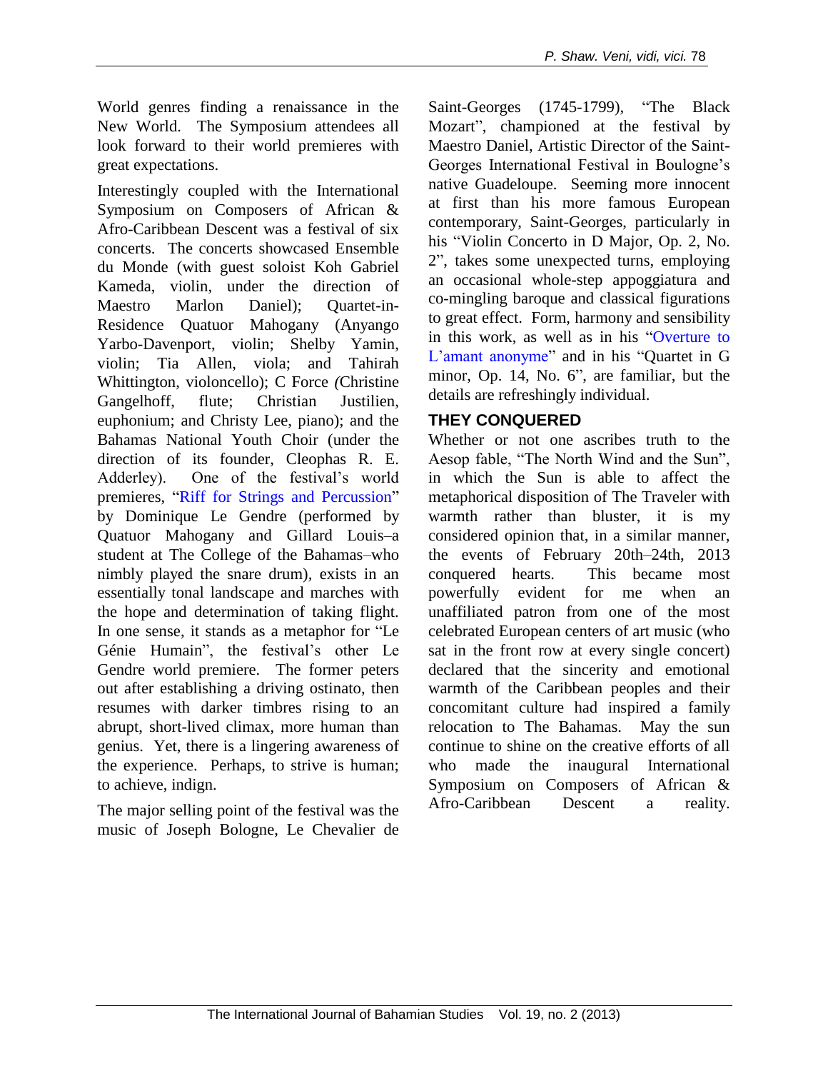World genres finding a renaissance in the New World. The Symposium attendees all look forward to their world premieres with great expectations.

Interestingly coupled with the International Symposium on Composers of African & Afro-Caribbean Descent was a festival of six concerts. The concerts showcased Ensemble du Monde (with guest soloist Koh Gabriel Kameda, violin, under the direction of Maestro Marlon Daniel); Quartet-in-Residence Quatuor Mahogany (Anyango Yarbo-Davenport, violin; Shelby Yamin, violin; Tia Allen, viola; and Tahirah Whittington, violoncello); C Force *(*Christine Gangelhoff, flute; Christian Justilien, euphonium; and Christy Lee, piano); and the Bahamas National Youth Choir (under the direction of its founder, Cleophas R. E. Adderley). One of the festival's world premieres, "Riff for Strings and Percussion" by Dominique Le Gendre (performed by Quatuor Mahogany and Gillard Louis–a student at The College of the Bahamas–who nimbly played the snare drum), exists in an essentially tonal landscape and marches with the hope and determination of taking flight. In one sense, it stands as a metaphor for "Le Génie Humain", the festival's other Le Gendre world premiere. The former peters out after establishing a driving ostinato, then resumes with darker timbres rising to an abrupt, short-lived climax, more human than genius. Yet, there is a lingering awareness of the experience. Perhaps, to strive is human; to achieve, indign.

The major selling point of the festival was the music of Joseph Bologne, Le Chevalier de Saint-Georges (1745-1799), "The Black Mozart", championed at the festival by Maestro Daniel, Artistic Director of the Saint-Georges International Festival in Boulogne's native Guadeloupe. Seeming more innocent at first than his more famous European contemporary, Saint-Georges, particularly in his "Violin Concerto in D Major, Op. 2, No. 2", takes some unexpected turns, employing an occasional whole-step appoggiatura and co-mingling baroque and classical figurations to great effect. Form, harmony and sensibility in this work, as well as in his "Overture to L'amant anonyme" and in his "Quartet in G minor, Op. 14, No. 6", are familiar, but the details are refreshingly individual.

## THEY CONQUERED

Whether or not one ascribes truth to the Aesop fable, "The North Wind and the Sun", in which the Sun is able to affect the metaphorical disposition of The Traveler with warmth rather than bluster, it is my considered opinion that, in a similar manner, the events of February 20th–24th, 2013 conquered hearts. This became most powerfully evident for me when an unaffiliated patron from one of the most celebrated European centers of art music (who sat in the front row at every single concert) declared that the sincerity and emotional warmth of the Caribbean peoples and their concomitant culture had inspired a family relocation to The Bahamas. May the sun continue to shine on the creative efforts of all who made the inaugural International Symposium on Composers of African & Afro-Caribbean Descent a reality.